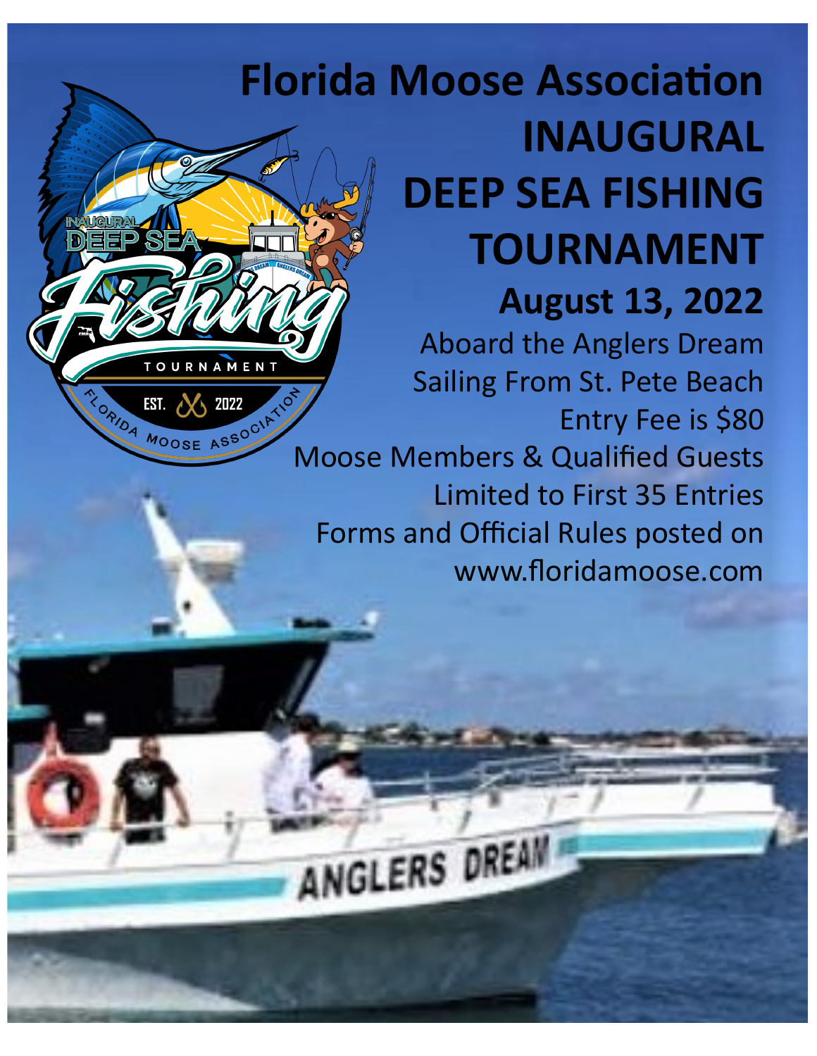# Florida Moose Association INAUGURAL DEEP SEA FISHING TOURNAMENT

## August 13, 2022

Aboard the Anglers Dream

Sailing From St. Pete Beach

Entry Fee is $80

Moose Members & Qualified Guests

Limited to First 35 Entries

Forms and Official Rules posted on www.floridamoose.com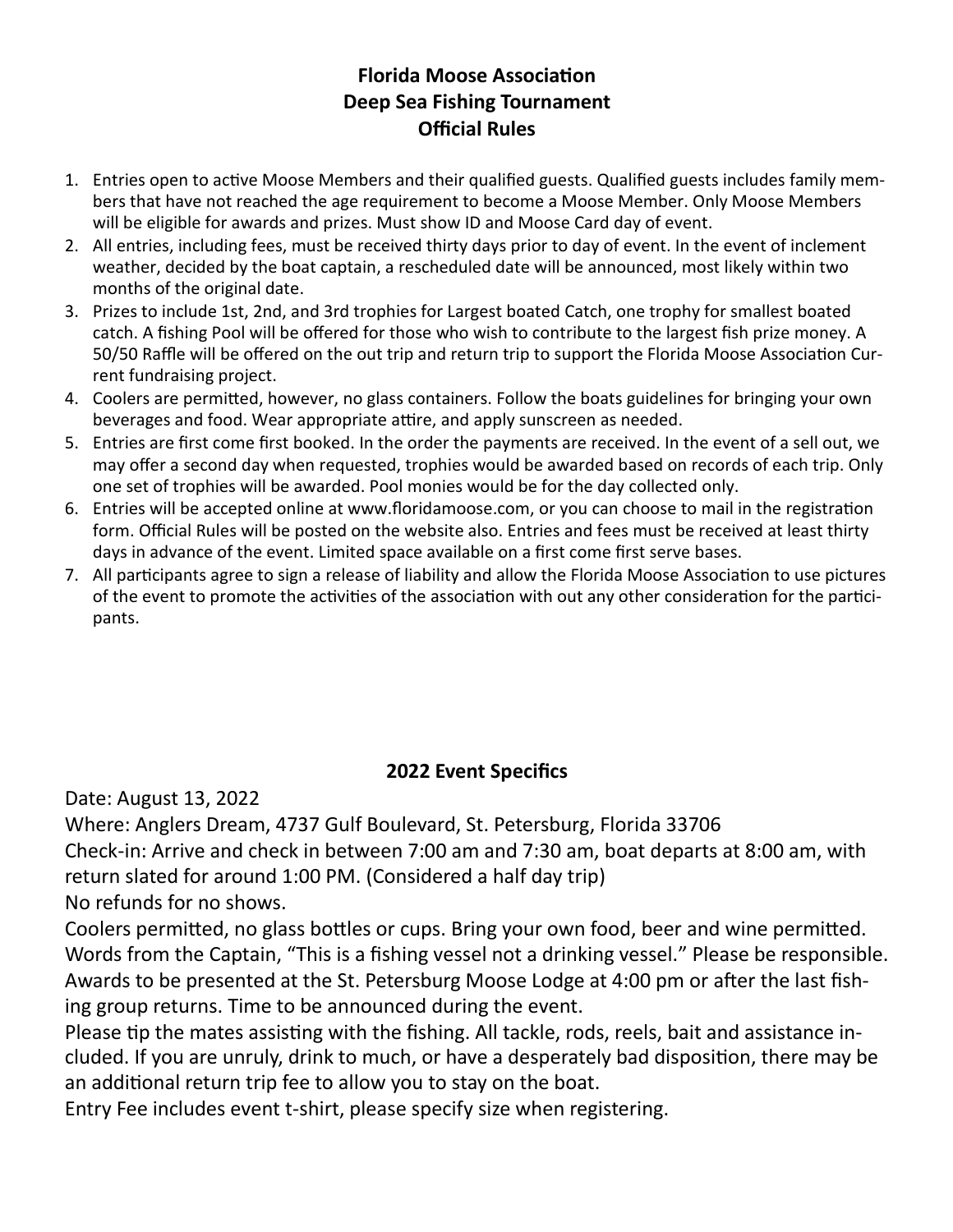# Florida Moose Association
# Deep Sea Fishing Tournament
# Official Rules

1. Entries open to active Moose Members and their qualified guests. Qualified guests includes family members that have not reached the age requirement to become a Moose Member. Only Moose Members will be eligible for awards and prizes. Must show ID and Moose Card day of event.
2. All entries, including fees, must be received thirty days prior to day of event. In the event of inclement weather, decided by the boat captain, a rescheduled date will be announced, most likely within two months of the original date.
3. Prizes to include 1st, 2nd, and 3rd trophies for Largest boated Catch, one trophy for smallest boated catch. A fishing Pool will be offered for those who wish to contribute to the largest fish prize money. A 50/50 Raffle will be offered on the out trip and return trip to support the Florida Moose Association Current fundraising project.
4. Coolers are permitted, however, no glass containers. Follow the boats guidelines for bringing your own beverages and food. Wear appropriate attire, and apply sunscreen as needed.
5. Entries are first come first booked. In the order the payments are received. In the event of a sell out, we may offer a second day when requested, trophies would be awarded based on records of each trip. Only one set of trophies will be awarded. Pool monies would be for the day collected only.
6. Entries will be accepted online at www.floridamoose.com, or you can choose to mail in the registration form. Official Rules will be posted on the website also. Entries and fees must be received at least thirty days in advance of the event. Limited space available on a first come first serve bases.
7. All participants agree to sign a release of liability and allow the Florida Moose Association to use pictures of the event to promote the activities of the association with out any other consideration for the participants.

## 2022 Event Specifics

Date: August 13, 2022

Where: Anglers Dream, 4737 Gulf Boulevard, St. Petersburg, Florida 33706

Check-in: Arrive and check in between 7:00 am and 7:30 am, boat departs at 8:00 am, with return slated for around 1:00 PM. (Considered a half day trip)

No refunds for no shows.

Coolers permitted, no glass bottles or cups. Bring your own food, beer and wine permitted. Words from the Captain, “This is a fishing vessel not a drinking vessel.” Please be responsible.

Awards to be presented at the St. Petersburg Moose Lodge at 4:00 pm or after the last fishing group returns. Time to be announced during the event.

Please tip the mates assisting with the fishing. All tackle, rods, reels, bait and assistance included. If you are unruly, drink to much, or have a desperately bad disposition, there may be an additional return trip fee to allow you to stay on the boat.

Entry Fee includes event t-shirt, please specify size when registering.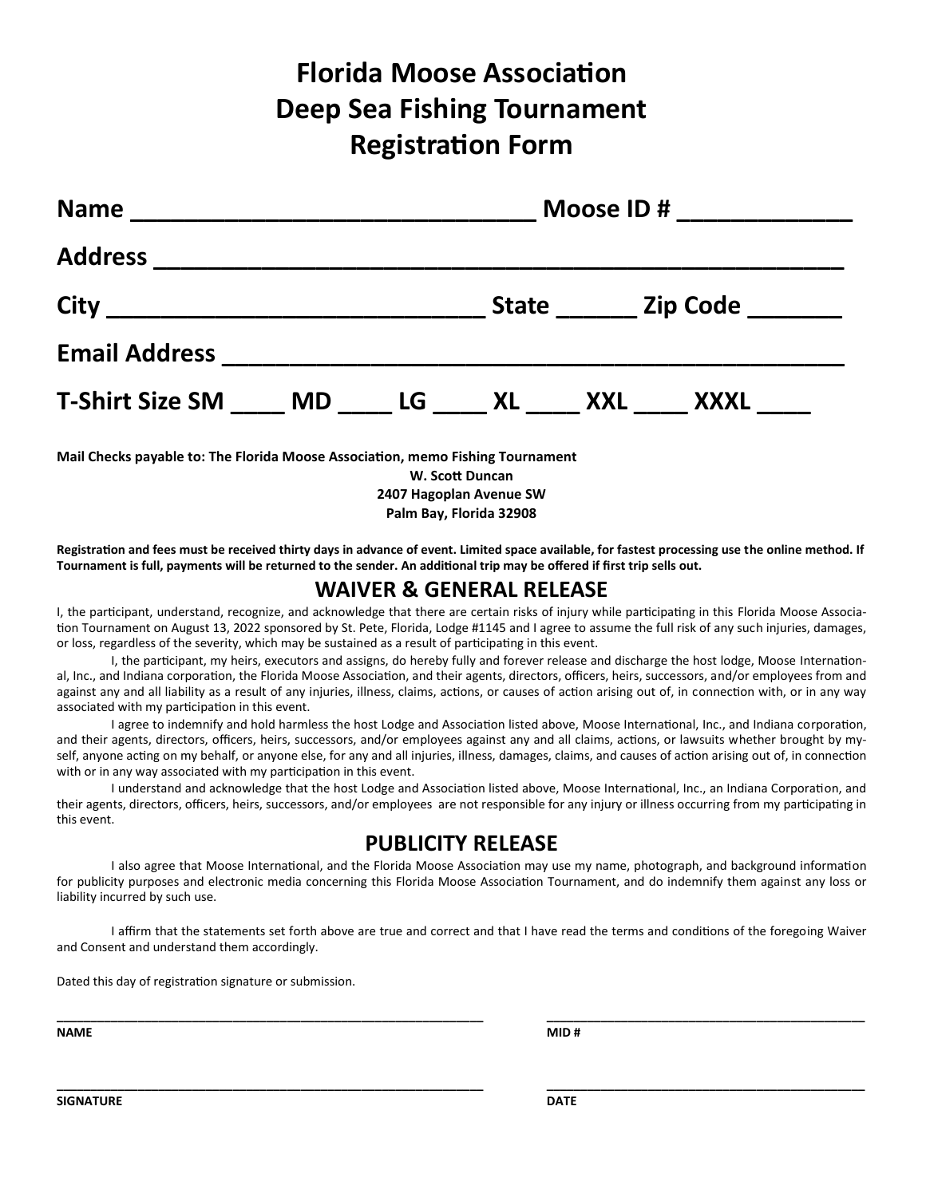# Florida Moose Association
# Deep Sea Fishing Tournament
# Registration Form

**Name ______________________________ Moose ID # ____________**

**Address ___________________________________________________**

**City ____________________________ State ______ Zip Code _______**

**Email Address _______________________________________________**

**T-Shirt Size SM ____ MD ____ LG ____ XL ____ XXL ____ XXXL ____**

**Mail Checks payable to: The Florida Moose Association, memo Fishing Tournament**

**W. Scott Duncan**
**2407 Hagoplan Avenue SW**
**Palm Bay, Florida 32908**

**Registration and fees must be received thirty days in advance of event. Limited space available, for fastest processing use the online method. If Tournament is full, payments will be returned to the sender. An additional trip may be offered if first trip sells out.**

## WAIVER & GENERAL RELEASE

I, the participant, understand, recognize, and acknowledge that there are certain risks of injury while participating in this Florida Moose Association Tournament on August 13, 2022 sponsored by St. Pete, Florida, Lodge #1145 and I agree to assume the full risk of any such injuries, damages, or loss, regardless of the severity, which may be sustained as a result of participating in this event.

I, the participant, my heirs, executors and assigns, do hereby fully and forever release and discharge the host lodge, Moose International, Inc., and Indiana corporation, the Florida Moose Association, and their agents, directors, officers, heirs, successors, and/or employees from and against any and all liability as a result of any injuries, illness, claims, actions, or causes of action arising out of, in connection with, or in any way associated with my participation in this event.

I agree to indemnify and hold harmless the host Lodge and Association listed above, Moose International, Inc., and Indiana corporation, and their agents, directors, officers, heirs, successors, and/or employees against any and all claims, actions, or lawsuits whether brought by myself, anyone acting on my behalf, or anyone else, for any and all injuries, illness, damages, claims, and causes of action arising out of, in connection with or in any way associated with my participation in this event.

I understand and acknowledge that the host Lodge and Association listed above, Moose International, Inc., an Indiana Corporation, and their agents, directors, officers, heirs, successors, and/or employees are not responsible for any injury or illness occurring from my participating in this event.

## PUBLICITY RELEASE

I also agree that Moose International, and the Florida Moose Association may use my name, photograph, and background information for publicity purposes and electronic media concerning this Florida Moose Association Tournament, and do indemnify them against any loss or liability incurred by such use.

I affirm that the statements set forth above are true and correct and that I have read the terms and conditions of the foregoing Waiver and Consent and understand them accordingly.

Dated this day of registration signature or submission.

_____________________________________ _____________________________________

**NAME** **MID #**

_____________________________________ _____________________________________

**SIGNATURE** **DATE**